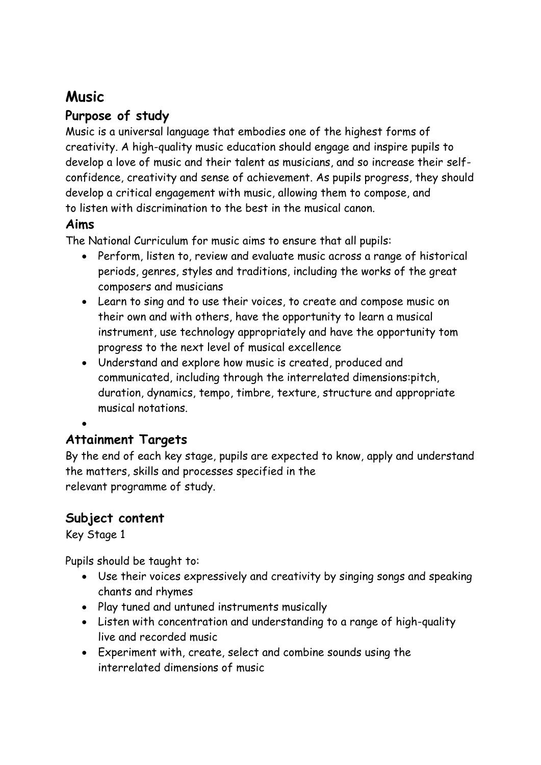# Music

## Purpose of study

Music is a universal language that embodies one of the highest forms of creativity. A high-quality music education should engage and inspire pupils to develop a love of music and their talent as musicians, and so increase their self-confidence, creativity and sense of achievement. As pupils progress, they should develop a critical engagement with music, allowing them to compose, and to listen with discrimination to the best in the musical canon.

## Aims

The National Curriculum for music aims to ensure that all pupils:

- Perform, listen to, review and evaluate music across a range of historical periods, genres, styles and traditions, including the works of the great composers and musicians
- Learn to sing and to use their voices, to create and compose music on their own and with others, have the opportunity to learn a musical instrument, use technology appropriately and have the opportunity tom progress to the next level of musical excellence
- Understand and explore how music is created, produced and communicated, including through the interrelated dimensions:pitch, duration, dynamics, tempo, timbre, texture, structure and appropriate musical notations.
- 

## Attainment Targets

By the end of each key stage, pupils are expected to know, apply and understand the matters, skills and processes specified in the relevant programme of study.

## Subject content

Key Stage 1

Pupils should be taught to:

- Use their voices expressively and creativity by singing songs and speaking chants and rhymes
- Play tuned and untuned instruments musically
- Listen with concentration and understanding to a range of high-quality live and recorded music
- Experiment with, create, select and combine sounds using the interrelated dimensions of music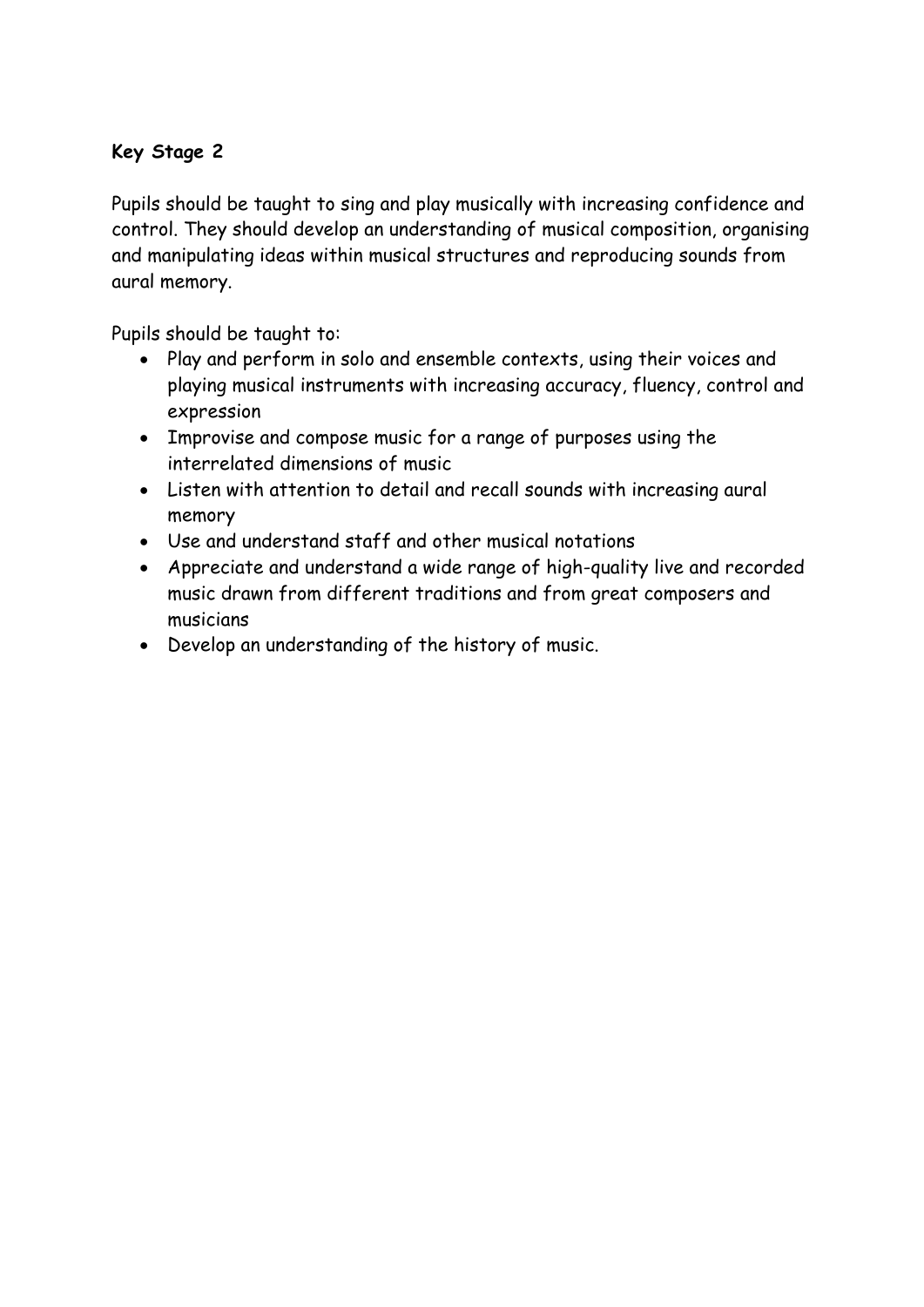**Key Stage 2**

Pupils should be taught to sing and play musically with increasing confidence and control. They should develop an understanding of musical composition, organising and manipulating ideas within musical structures and reproducing sounds from aural memory.

Pupils should be taught to:

- Play and perform in solo and ensemble contexts, using their voices and playing musical instruments with increasing accuracy, fluency, control and expression
- Improvise and compose music for a range of purposes using the interrelated dimensions of music
- Listen with attention to detail and recall sounds with increasing aural memory
- Use and understand staff and other musical notations
- Appreciate and understand a wide range of high-quality live and recorded music drawn from different traditions and from great composers and musicians
- Develop an understanding of the history of music.